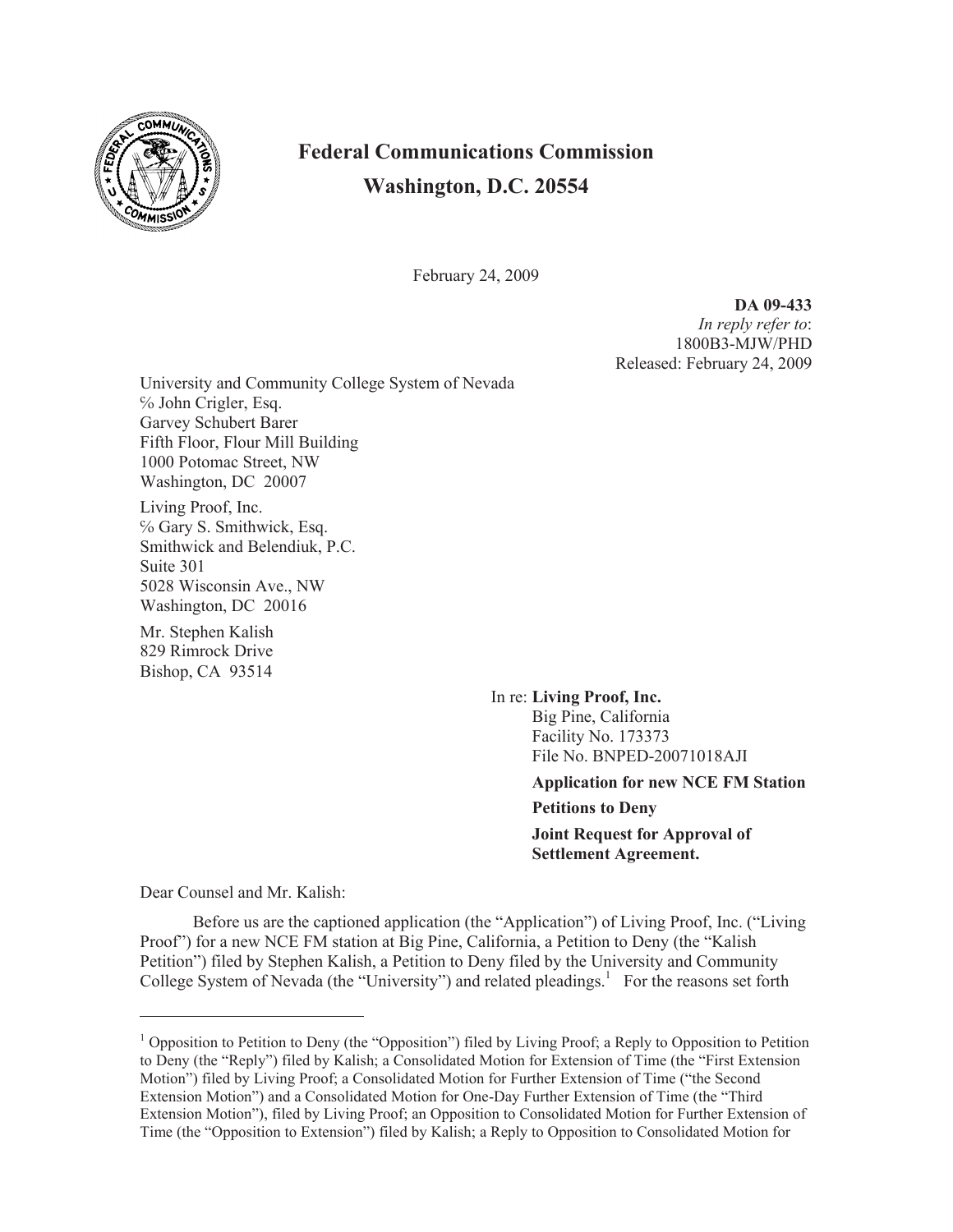# Federal Communications Commission
# Washington, D.C. 20554

February 24, 2009

**DA 09-433**
*In reply refer to*:
1800B3-MJW/PHD
Released: February 24, 2009

University and Community College System of Nevada
℅ John Crigler, Esq.
Garvey Schubert Barer
Fifth Floor, Flour Mill Building
1000 Potomac Street, NW
Washington, DC 20007

Living Proof, Inc.
℅ Gary S. Smithwick, Esq.
Smithwick and Belendiuk, P.C.
Suite 301
5028 Wisconsin Ave., NW
Washington, DC 20016

Mr. Stephen Kalish
829 Rimrock Drive
Bishop, CA 93514

In re: **Living Proof, Inc.**
Big Pine, California
Facility No. 173373
File No. BNPED-20071018AJI

**Application for new NCE FM Station**

**Petitions to Deny**

**Joint Request for Approval of Settlement Agreement.**

Dear Counsel and Mr. Kalish:

Before us are the captioned application (the "Application") of Living Proof, Inc. ("Living Proof") for a new NCE FM station at Big Pine, California, a Petition to Deny (the "Kalish Petition") filed by Stephen Kalish, a Petition to Deny filed by the University and Community College System of Nevada (the "University") and related pleadings.[1] For the reasons set forth

[1] Opposition to Petition to Deny (the "Opposition") filed by Living Proof; a Reply to Opposition to Petition to Deny (the "Reply") filed by Kalish; a Consolidated Motion for Extension of Time (the "First Extension Motion") filed by Living Proof; a Consolidated Motion for Further Extension of Time ("the Second Extension Motion") and a Consolidated Motion for One-Day Further Extension of Time (the "Third Extension Motion"), filed by Living Proof; an Opposition to Consolidated Motion for Further Extension of Time (the "Opposition to Extension") filed by Kalish; a Reply to Opposition to Consolidated Motion for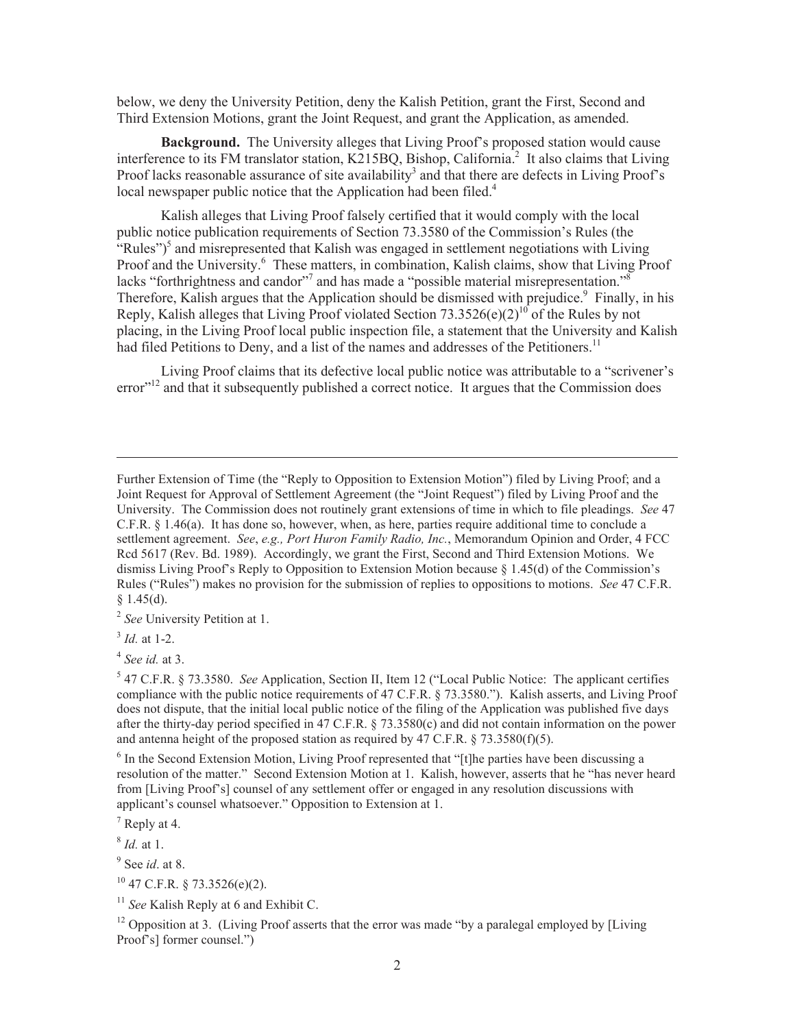below, we deny the University Petition, deny the Kalish Petition, grant the First, Second and Third Extension Motions, grant the Joint Request, and grant the Application, as amended.

**Background.** The University alleges that Living Proof's proposed station would cause interference to its FM translator station, K215BQ, Bishop, California.[2] It also claims that Living Proof lacks reasonable assurance of site availability[3] and that there are defects in Living Proof's local newspaper public notice that the Application had been filed.[4]

Kalish alleges that Living Proof falsely certified that it would comply with the local public notice publication requirements of Section 73.3580 of the Commission's Rules (the "Rules")[5] and misrepresented that Kalish was engaged in settlement negotiations with Living Proof and the University.[6] These matters, in combination, Kalish claims, show that Living Proof lacks "forthrightness and candor"[7] and has made a "possible material misrepresentation."[8] Therefore, Kalish argues that the Application should be dismissed with prejudice.[9] Finally, in his Reply, Kalish alleges that Living Proof violated Section 73.3526(e)(2)[10] of the Rules by not placing, in the Living Proof local public inspection file, a statement that the University and Kalish had filed Petitions to Deny, and a list of the names and addresses of the Petitioners.[11]

Living Proof claims that its defective local public notice was attributable to a "scrivener's error"[12] and that it subsequently published a correct notice. It argues that the Commission does

---

Further Extension of Time (the "Reply to Opposition to Extension Motion") filed by Living Proof; and a Joint Request for Approval of Settlement Agreement (the "Joint Request") filed by Living Proof and the University. The Commission does not routinely grant extensions of time in which to file pleadings. *See* 47 C.F.R. § 1.46(a). It has done so, however, when, as here, parties require additional time to conclude a settlement agreement. *See*, *e.g., Port Huron Family Radio, Inc.*, Memorandum Opinion and Order, 4 FCC Rcd 5617 (Rev. Bd. 1989). Accordingly, we grant the First, Second and Third Extension Motions. We dismiss Living Proof's Reply to Opposition to Extension Motion because § 1.45(d) of the Commission's Rules ("Rules") makes no provision for the submission of replies to oppositions to motions. *See* 47 C.F.R. § 1.45(d).

[2] *See* University Petition at 1.

[3] *Id.* at 1-2.

[4] *See id.* at 3.

[5] 47 C.F.R. § 73.3580. *See* Application, Section II, Item 12 ("Local Public Notice: The applicant certifies compliance with the public notice requirements of 47 C.F.R. § 73.3580."). Kalish asserts, and Living Proof does not dispute, that the initial local public notice of the filing of the Application was published five days after the thirty-day period specified in 47 C.F.R. § 73.3580(c) and did not contain information on the power and antenna height of the proposed station as required by 47 C.F.R. § 73.3580(f)(5).

[6] In the Second Extension Motion, Living Proof represented that "[t]he parties have been discussing a resolution of the matter." Second Extension Motion at 1. Kalish, however, asserts that he "has never heard from [Living Proof's] counsel of any settlement offer or engaged in any resolution discussions with applicant's counsel whatsoever." Opposition to Extension at 1.

[7] Reply at 4.

[8] *Id.* at 1.

[9] See *id*. at 8.

[10] 47 C.F.R. § 73.3526(e)(2).

[11] *See* Kalish Reply at 6 and Exhibit C.

[12] Opposition at 3. (Living Proof asserts that the error was made "by a paralegal employed by [Living Proof's] former counsel.")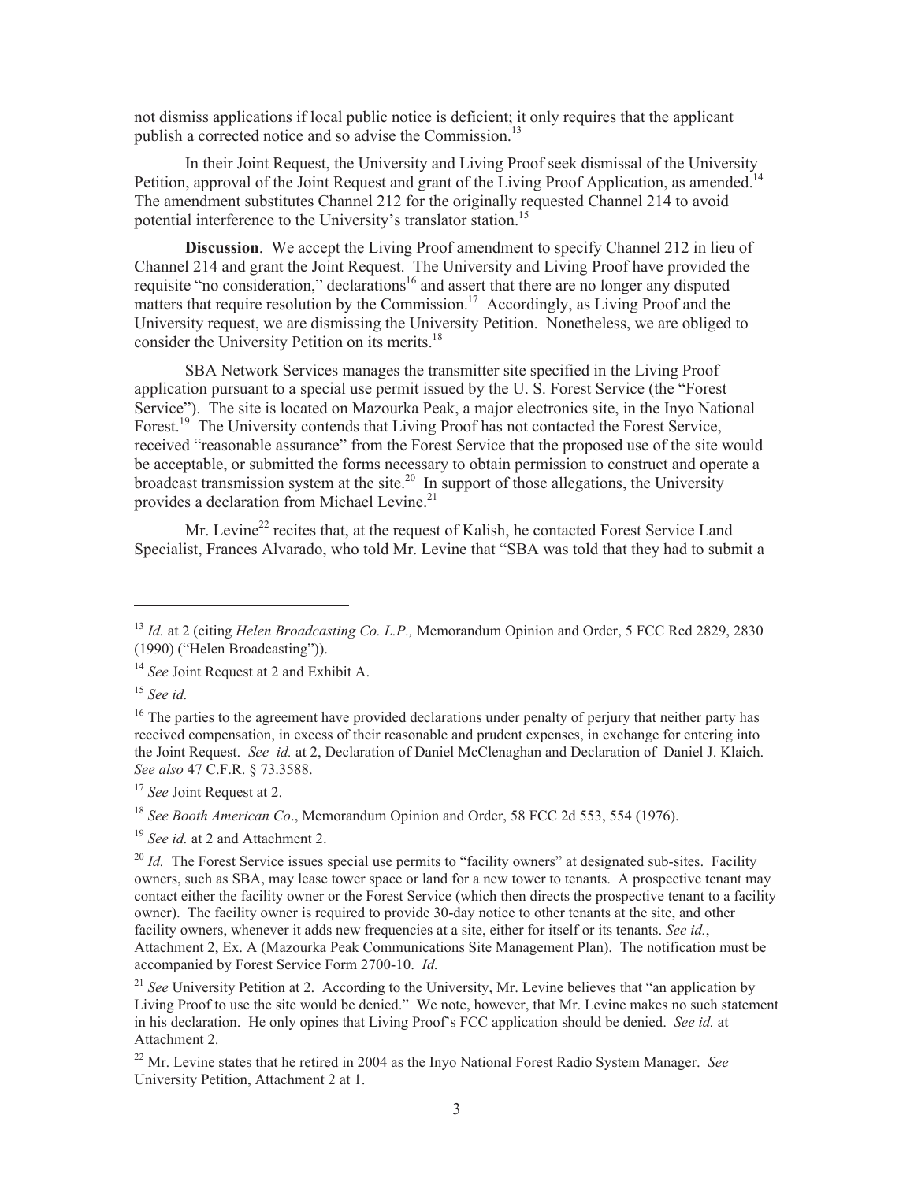not dismiss applications if local public notice is deficient; it only requires that the applicant publish a corrected notice and so advise the Commission.[13]

In their Joint Request, the University and Living Proof seek dismissal of the University Petition, approval of the Joint Request and grant of the Living Proof Application, as amended.[14] The amendment substitutes Channel 212 for the originally requested Channel 214 to avoid potential interference to the University's translator station.[15]

**Discussion**. We accept the Living Proof amendment to specify Channel 212 in lieu of Channel 214 and grant the Joint Request. The University and Living Proof have provided the requisite "no consideration," declarations[16] and assert that there are no longer any disputed matters that require resolution by the Commission.[17] Accordingly, as Living Proof and the University request, we are dismissing the University Petition. Nonetheless, we are obliged to consider the University Petition on its merits.[18]

SBA Network Services manages the transmitter site specified in the Living Proof application pursuant to a special use permit issued by the U. S. Forest Service (the "Forest Service"). The site is located on Mazourka Peak, a major electronics site, in the Inyo National Forest.[19] The University contends that Living Proof has not contacted the Forest Service, received "reasonable assurance" from the Forest Service that the proposed use of the site would be acceptable, or submitted the forms necessary to obtain permission to construct and operate a broadcast transmission system at the site.[20] In support of those allegations, the University provides a declaration from Michael Levine.[21]

Mr. Levine[22] recites that, at the request of Kalish, he contacted Forest Service Land Specialist, Frances Alvarado, who told Mr. Levine that "SBA was told that they had to submit a

---

[13] *Id.* at 2 (citing *Helen Broadcasting Co. L.P.,* Memorandum Opinion and Order, 5 FCC Rcd 2829, 2830 (1990) ("Helen Broadcasting")).

[14] *See* Joint Request at 2 and Exhibit A.

[15] *See id.*

[16] The parties to the agreement have provided declarations under penalty of perjury that neither party has received compensation, in excess of their reasonable and prudent expenses, in exchange for entering into the Joint Request. *See id.* at 2, Declaration of Daniel McClenaghan and Declaration of Daniel J. Klaich. *See also* 47 C.F.R. § 73.3588.

[17] *See* Joint Request at 2.

[18] *See Booth American Co*., Memorandum Opinion and Order, 58 FCC 2d 553, 554 (1976).

[19] *See id.* at 2 and Attachment 2.

[20] *Id.* The Forest Service issues special use permits to "facility owners" at designated sub-sites. Facility owners, such as SBA, may lease tower space or land for a new tower to tenants. A prospective tenant may contact either the facility owner or the Forest Service (which then directs the prospective tenant to a facility owner). The facility owner is required to provide 30-day notice to other tenants at the site, and other facility owners, whenever it adds new frequencies at a site, either for itself or its tenants. *See id.*, Attachment 2, Ex. A (Mazourka Peak Communications Site Management Plan). The notification must be accompanied by Forest Service Form 2700-10. *Id.*

[21] *See* University Petition at 2. According to the University, Mr. Levine believes that "an application by Living Proof to use the site would be denied." We note, however, that Mr. Levine makes no such statement in his declaration. He only opines that Living Proof's FCC application should be denied. *See id.* at Attachment 2.

[22] Mr. Levine states that he retired in 2004 as the Inyo National Forest Radio System Manager. *See* University Petition, Attachment 2 at 1.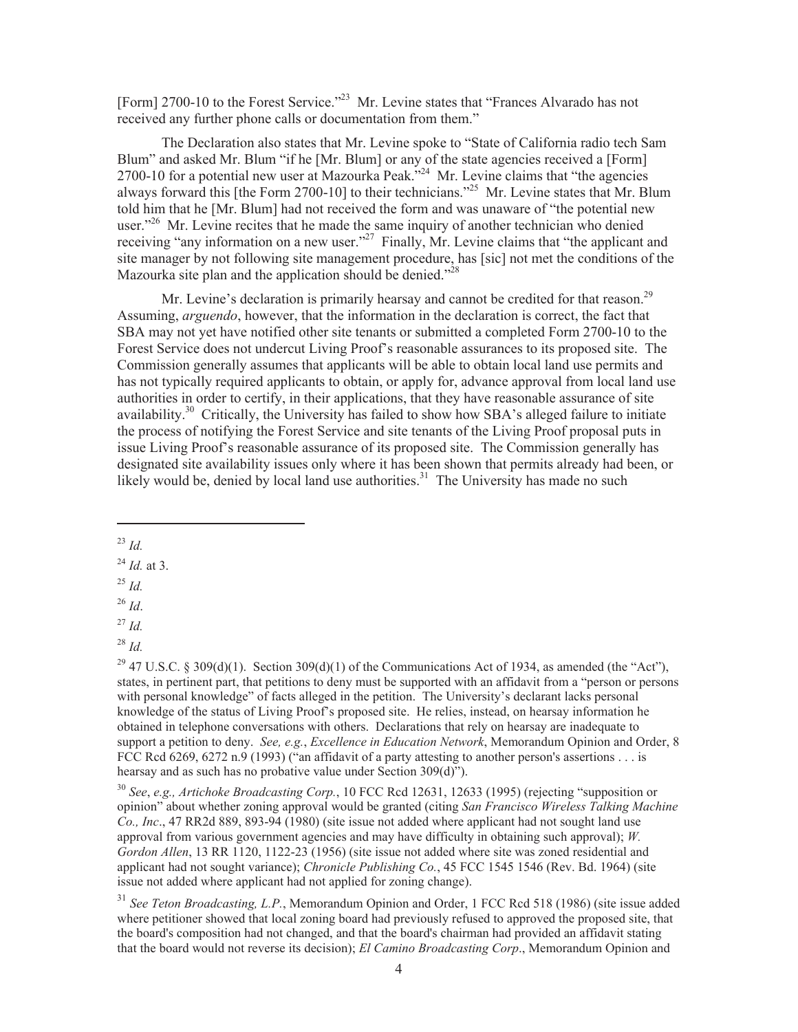[Form] 2700-10 to the Forest Service."[23] Mr. Levine states that "Frances Alvarado has not received any further phone calls or documentation from them."

The Declaration also states that Mr. Levine spoke to "State of California radio tech Sam Blum" and asked Mr. Blum "if he [Mr. Blum] or any of the state agencies received a [Form] 2700-10 for a potential new user at Mazourka Peak."[24] Mr. Levine claims that "the agencies always forward this [the Form 2700-10] to their technicians."[25] Mr. Levine states that Mr. Blum told him that he [Mr. Blum] had not received the form and was unaware of "the potential new user."[26] Mr. Levine recites that he made the same inquiry of another technician who denied receiving "any information on a new user."[27] Finally, Mr. Levine claims that "the applicant and site manager by not following site management procedure, has [sic] not met the conditions of the Mazourka site plan and the application should be denied."[28]

Mr. Levine's declaration is primarily hearsay and cannot be credited for that reason.[29] Assuming, *arguendo*, however, that the information in the declaration is correct, the fact that SBA may not yet have notified other site tenants or submitted a completed Form 2700-10 to the Forest Service does not undercut Living Proof's reasonable assurances to its proposed site. The Commission generally assumes that applicants will be able to obtain local land use permits and has not typically required applicants to obtain, or apply for, advance approval from local land use authorities in order to certify, in their applications, that they have reasonable assurance of site availability.[30] Critically, the University has failed to show how SBA's alleged failure to initiate the process of notifying the Forest Service and site tenants of the Living Proof proposal puts in issue Living Proof's reasonable assurance of its proposed site. The Commission generally has designated site availability issues only where it has been shown that permits already had been, or likely would be, denied by local land use authorities.[31] The University has made no such

---

[23] *Id.*

[24] *Id.* at 3.

[25] *Id.*

[26] *Id*.

[27] *Id.*

[28] *Id.*

[29] 47 U.S.C. § 309(d)(1). Section 309(d)(1) of the Communications Act of 1934, as amended (the "Act"), states, in pertinent part, that petitions to deny must be supported with an affidavit from a "person or persons with personal knowledge" of facts alleged in the petition. The University's declarant lacks personal knowledge of the status of Living Proof's proposed site. He relies, instead, on hearsay information he obtained in telephone conversations with others. Declarations that rely on hearsay are inadequate to support a petition to deny. *See, e.g.*, *Excellence in Education Network*, Memorandum Opinion and Order, 8 FCC Rcd 6269, 6272 n.9 (1993) ("an affidavit of a party attesting to another person's assertions . . . is hearsay and as such has no probative value under Section 309(d)").

[30] *See*, *e.g., Artichoke Broadcasting Corp.*, 10 FCC Rcd 12631, 12633 (1995) (rejecting "supposition or opinion" about whether zoning approval would be granted (citing *San Francisco Wireless Talking Machine Co., Inc*., 47 RR2d 889, 893-94 (1980) (site issue not added where applicant had not sought land use approval from various government agencies and may have difficulty in obtaining such approval); *W. Gordon Allen*, 13 RR 1120, 1122-23 (1956) (site issue not added where site was zoned residential and applicant had not sought variance); *Chronicle Publishing Co.*, 45 FCC 1545 1546 (Rev. Bd. 1964) (site issue not added where applicant had not applied for zoning change).

[31] *See Teton Broadcasting, L.P.*, Memorandum Opinion and Order, 1 FCC Rcd 518 (1986) (site issue added where petitioner showed that local zoning board had previously refused to approved the proposed site, that the board's composition had not changed, and that the board's chairman had provided an affidavit stating that the board would not reverse its decision); *El Camino Broadcasting Corp*., Memorandum Opinion and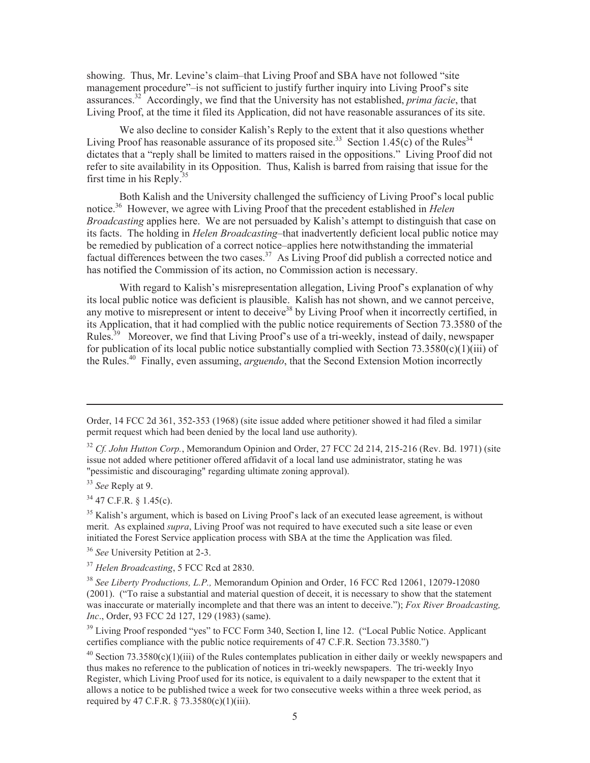showing. Thus, Mr. Levine's claim–that Living Proof and SBA have not followed "site management procedure"–is not sufficient to justify further inquiry into Living Proof's site assurances.[32] Accordingly, we find that the University has not established, *prima facie*, that Living Proof, at the time it filed its Application, did not have reasonable assurances of its site.

We also decline to consider Kalish's Reply to the extent that it also questions whether Living Proof has reasonable assurance of its proposed site.[33] Section 1.45(c) of the Rules[34] dictates that a "reply shall be limited to matters raised in the oppositions." Living Proof did not refer to site availability in its Opposition. Thus, Kalish is barred from raising that issue for the first time in his Reply.[35]

Both Kalish and the University challenged the sufficiency of Living Proof's local public notice.[36] However, we agree with Living Proof that the precedent established in *Helen Broadcasting* applies here. We are not persuaded by Kalish's attempt to distinguish that case on its facts. The holding in *Helen Broadcasting*–that inadvertently deficient local public notice may be remedied by publication of a correct notice–applies here notwithstanding the immaterial factual differences between the two cases.[37] As Living Proof did publish a corrected notice and has notified the Commission of its action, no Commission action is necessary.

With regard to Kalish's misrepresentation allegation, Living Proof's explanation of why its local public notice was deficient is plausible. Kalish has not shown, and we cannot perceive, any motive to misrepresent or intent to deceive[38] by Living Proof when it incorrectly certified, in its Application, that it had complied with the public notice requirements of Section 73.3580 of the Rules.[39] Moreover, we find that Living Proof's use of a tri-weekly, instead of daily, newspaper for publication of its local public notice substantially complied with Section 73.3580(c)(1)(iii) of the Rules.[40] Finally, even assuming, *arguendo*, that the Second Extension Motion incorrectly

---

Order, 14 FCC 2d 361, 352-353 (1968) (site issue added where petitioner showed it had filed a similar permit request which had been denied by the local land use authority).

[32] *Cf. John Hutton Corp.*, Memorandum Opinion and Order, 27 FCC 2d 214, 215-216 (Rev. Bd. 1971) (site issue not added where petitioner offered affidavit of a local land use administrator, stating he was "pessimistic and discouraging" regarding ultimate zoning approval).

[33] *See* Reply at 9.

[34] 47 C.F.R. § 1.45(c).

[35] Kalish's argument, which is based on Living Proof's lack of an executed lease agreement, is without merit. As explained *supra*, Living Proof was not required to have executed such a site lease or even initiated the Forest Service application process with SBA at the time the Application was filed.

[36] *See* University Petition at 2-3.

[37] *Helen Broadcasting*, 5 FCC Rcd at 2830.

[38] *See Liberty Productions, L.P.,* Memorandum Opinion and Order, 16 FCC Rcd 12061, 12079-12080 (2001). ("To raise a substantial and material question of deceit, it is necessary to show that the statement was inaccurate or materially incomplete and that there was an intent to deceive."); *Fox River Broadcasting, Inc*., Order, 93 FCC 2d 127, 129 (1983) (same).

[39] Living Proof responded "yes" to FCC Form 340, Section I, line 12. ("Local Public Notice. Applicant certifies compliance with the public notice requirements of 47 C.F.R. Section 73.3580.")

[40] Section 73.3580(c)(1)(iii) of the Rules contemplates publication in either daily or weekly newspapers and thus makes no reference to the publication of notices in tri-weekly newspapers. The tri-weekly Inyo Register, which Living Proof used for its notice, is equivalent to a daily newspaper to the extent that it allows a notice to be published twice a week for two consecutive weeks within a three week period, as required by 47 C.F.R. § 73.3580(c)(1)(iii).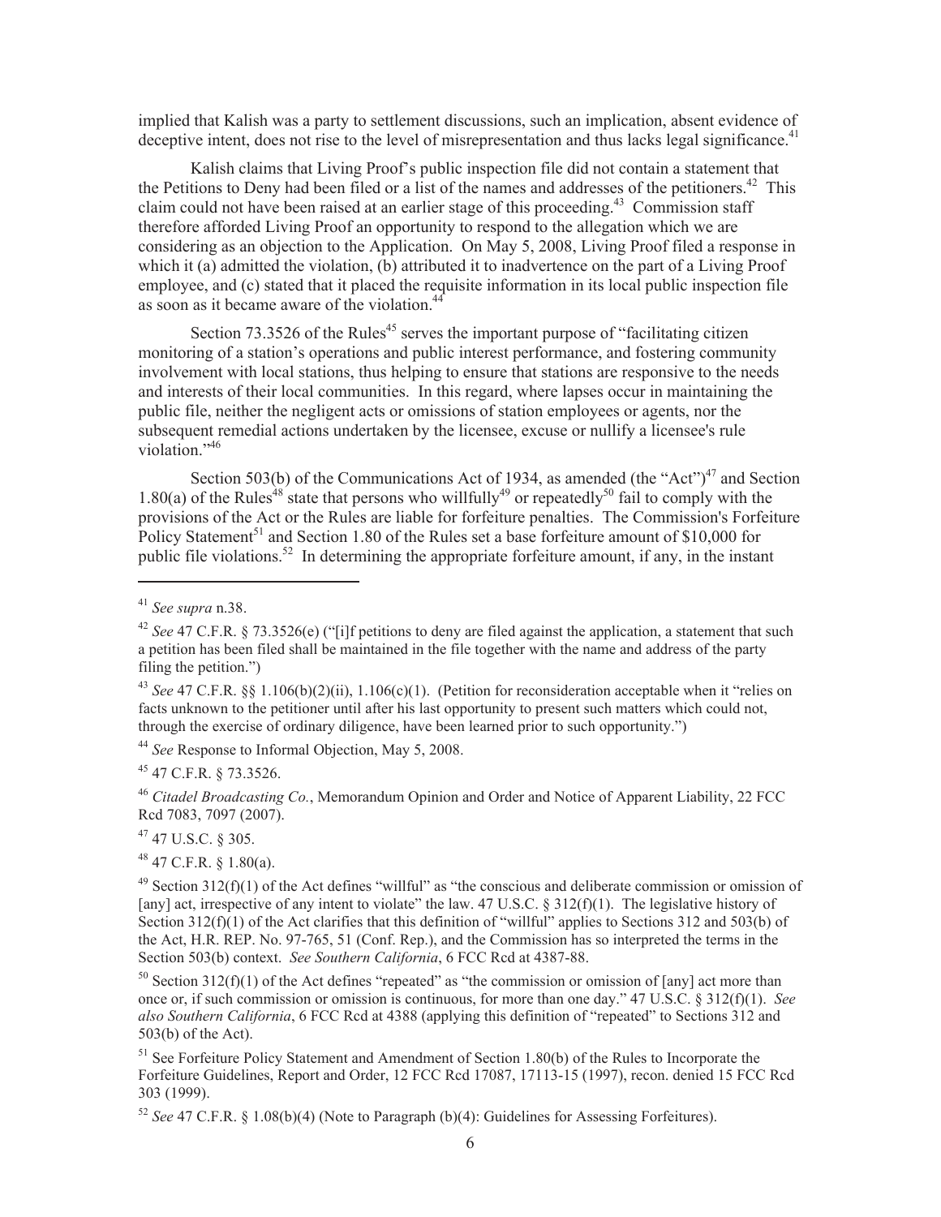implied that Kalish was a party to settlement discussions, such an implication, absent evidence of deceptive intent, does not rise to the level of misrepresentation and thus lacks legal significance.[41]

Kalish claims that Living Proof's public inspection file did not contain a statement that the Petitions to Deny had been filed or a list of the names and addresses of the petitioners.[42] This claim could not have been raised at an earlier stage of this proceeding.[43] Commission staff therefore afforded Living Proof an opportunity to respond to the allegation which we are considering as an objection to the Application. On May 5, 2008, Living Proof filed a response in which it (a) admitted the violation, (b) attributed it to inadvertence on the part of a Living Proof employee, and (c) stated that it placed the requisite information in its local public inspection file as soon as it became aware of the violation.[44]

Section 73.3526 of the Rules[45] serves the important purpose of "facilitating citizen monitoring of a station's operations and public interest performance, and fostering community involvement with local stations, thus helping to ensure that stations are responsive to the needs and interests of their local communities. In this regard, where lapses occur in maintaining the public file, neither the negligent acts or omissions of station employees or agents, nor the subsequent remedial actions undertaken by the licensee, excuse or nullify a licensee's rule violation."[46]

Section 503(b) of the Communications Act of 1934, as amended (the "Act")[47] and Section 1.80(a) of the Rules[48] state that persons who willfully[49] or repeatedly[50] fail to comply with the provisions of the Act or the Rules are liable for forfeiture penalties. The Commission's Forfeiture Policy Statement[51] and Section 1.80 of the Rules set a base forfeiture amount of $10,000 for public file violations.[52] In determining the appropriate forfeiture amount, if any, in the instant

---

[41] *See supra* n.38.

[42] *See* 47 C.F.R. § 73.3526(e) ("[i]f petitions to deny are filed against the application, a statement that such a petition has been filed shall be maintained in the file together with the name and address of the party filing the petition.")

[43] *See* 47 C.F.R. §§ 1.106(b)(2)(ii), 1.106(c)(1). (Petition for reconsideration acceptable when it "relies on facts unknown to the petitioner until after his last opportunity to present such matters which could not, through the exercise of ordinary diligence, have been learned prior to such opportunity.")

[44] *See* Response to Informal Objection, May 5, 2008.

[45] 47 C.F.R. § 73.3526.

[46] *Citadel Broadcasting Co.*, Memorandum Opinion and Order and Notice of Apparent Liability, 22 FCC Rcd 7083, 7097 (2007).

[47] 47 U.S.C. § 305.

[48] 47 C.F.R. § 1.80(a).

[49] Section 312(f)(1) of the Act defines "willful" as "the conscious and deliberate commission or omission of [any] act, irrespective of any intent to violate" the law. 47 U.S.C. § 312(f)(1). The legislative history of Section 312(f)(1) of the Act clarifies that this definition of "willful" applies to Sections 312 and 503(b) of the Act, H.R. REP. No. 97-765, 51 (Conf. Rep.), and the Commission has so interpreted the terms in the Section 503(b) context. *See Southern California*, 6 FCC Rcd at 4387-88.

[50] Section 312(f)(1) of the Act defines "repeated" as "the commission or omission of [any] act more than once or, if such commission or omission is continuous, for more than one day." 47 U.S.C. § 312(f)(1). *See also Southern California*, 6 FCC Rcd at 4388 (applying this definition of "repeated" to Sections 312 and 503(b) of the Act).

[51] See Forfeiture Policy Statement and Amendment of Section 1.80(b) of the Rules to Incorporate the Forfeiture Guidelines, Report and Order, 12 FCC Rcd 17087, 17113-15 (1997), recon. denied 15 FCC Rcd 303 (1999).

[52] *See* 47 C.F.R. § 1.08(b)(4) (Note to Paragraph (b)(4): Guidelines for Assessing Forfeitures).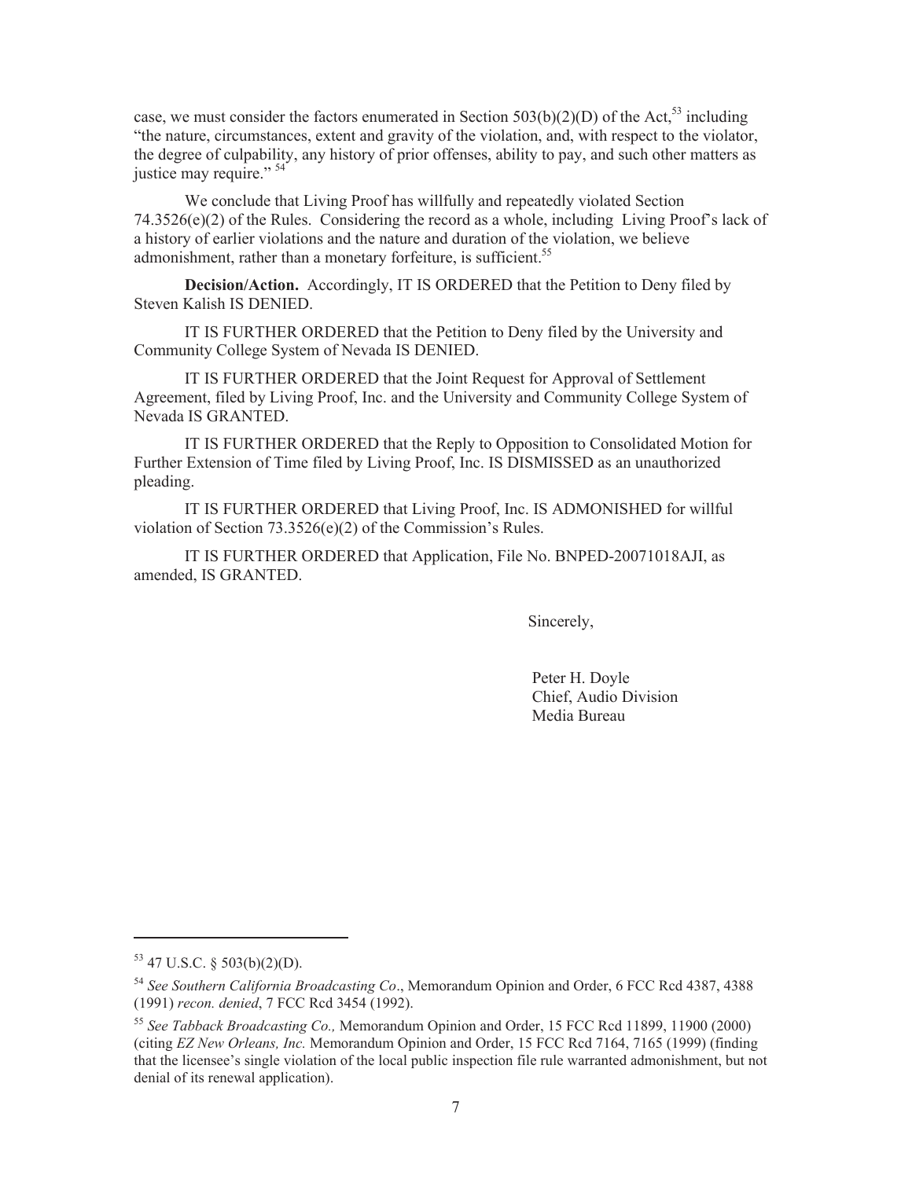case, we must consider the factors enumerated in Section 503(b)(2)(D) of the Act,[53] including "the nature, circumstances, extent and gravity of the violation, and, with respect to the violator, the degree of culpability, any history of prior offenses, ability to pay, and such other matters as justice may require." [54]

We conclude that Living Proof has willfully and repeatedly violated Section 74.3526(e)(2) of the Rules. Considering the record as a whole, including Living Proof's lack of a history of earlier violations and the nature and duration of the violation, we believe admonishment, rather than a monetary forfeiture, is sufficient.[55]

**Decision/Action.** Accordingly, IT IS ORDERED that the Petition to Deny filed by Steven Kalish IS DENIED.

IT IS FURTHER ORDERED that the Petition to Deny filed by the University and Community College System of Nevada IS DENIED.

IT IS FURTHER ORDERED that the Joint Request for Approval of Settlement Agreement, filed by Living Proof, Inc. and the University and Community College System of Nevada IS GRANTED.

IT IS FURTHER ORDERED that the Reply to Opposition to Consolidated Motion for Further Extension of Time filed by Living Proof, Inc. IS DISMISSED as an unauthorized pleading.

IT IS FURTHER ORDERED that Living Proof, Inc. IS ADMONISHED for willful violation of Section 73.3526(e)(2) of the Commission's Rules.

IT IS FURTHER ORDERED that Application, File No. BNPED-20071018AJI, as amended, IS GRANTED.

Sincerely,

Peter H. Doyle
Chief, Audio Division
Media Bureau

---

[53] 47 U.S.C. § 503(b)(2)(D).

[54] *See Southern California Broadcasting Co*., Memorandum Opinion and Order, 6 FCC Rcd 4387, 4388 (1991) *recon. denied*, 7 FCC Rcd 3454 (1992).

[55] *See Tabback Broadcasting Co.,* Memorandum Opinion and Order, 15 FCC Rcd 11899, 11900 (2000) (citing *EZ New Orleans, Inc.* Memorandum Opinion and Order, 15 FCC Rcd 7164, 7165 (1999) (finding that the licensee's single violation of the local public inspection file rule warranted admonishment, but not denial of its renewal application).